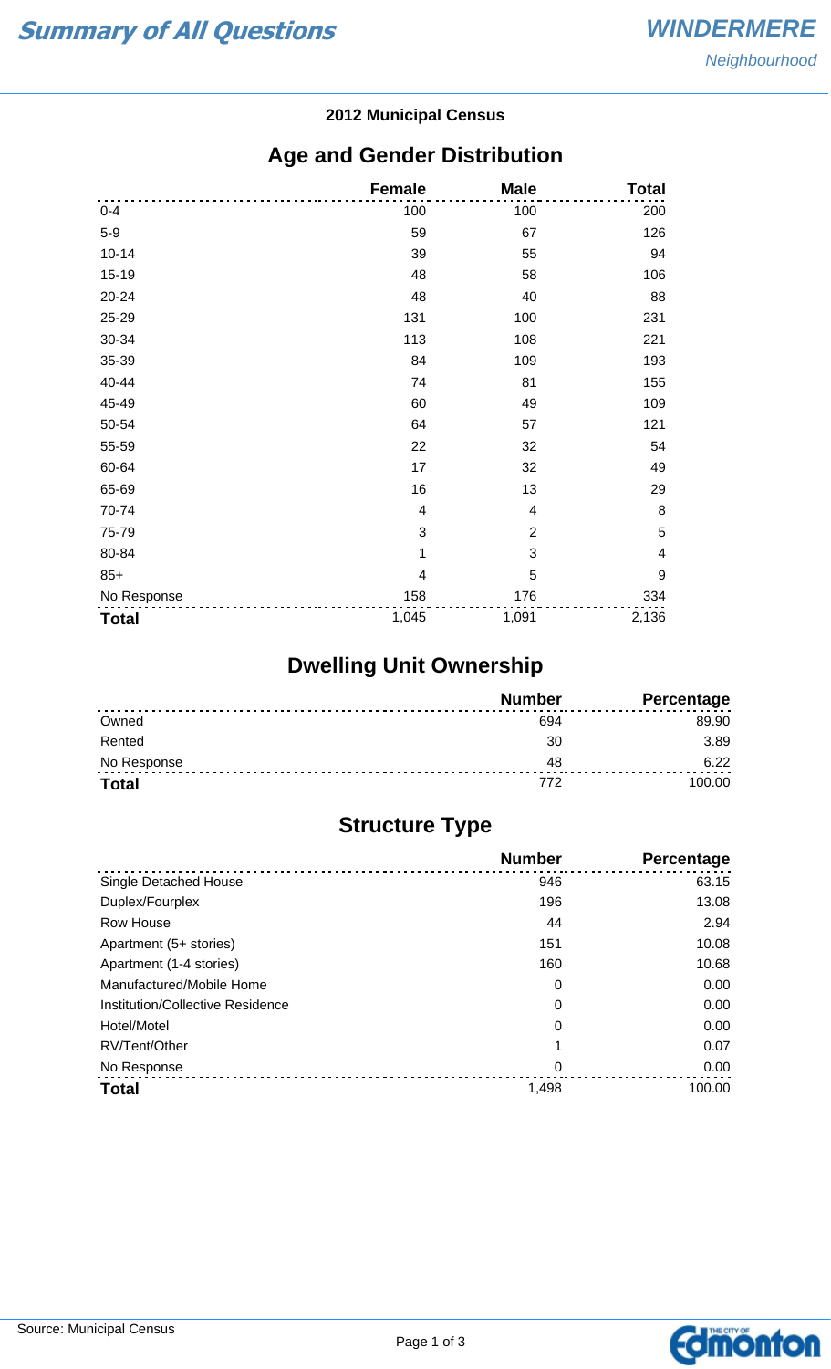# Summary of All Questions

**WINDERMERE**
*Neighbourhood*

### 2012 Municipal Census

## Age and Gender Distribution

| | Female | Male | Total |
|---|---|---|---|
| 0-4 | 100 | 100 | 200 |
| 5-9 | 59 | 67 | 126 |
| 10-14 | 39 | 55 | 94 |
| 15-19 | 48 | 58 | 106 |
| 20-24 | 48 | 40 | 88 |
| 25-29 | 131 | 100 | 231 |
| 30-34 | 113 | 108 | 221 |
| 35-39 | 84 | 109 | 193 |
| 40-44 | 74 | 81 | 155 |
| 45-49 | 60 | 49 | 109 |
| 50-54 | 64 | 57 | 121 |
| 55-59 | 22 | 32 | 54 |
| 60-64 | 17 | 32 | 49 |
| 65-69 | 16 | 13 | 29 |
| 70-74 | 4 | 4 | 8 |
| 75-79 | 3 | 2 | 5 |
| 80-84 | 1 | 3 | 4 |
| 85+ | 4 | 5 | 9 |
| No Response | 158 | 176 | 334 |
| **Total** | 1,045 | 1,091 | 2,136 |

## Dwelling Unit Ownership

| | Number | Percentage |
|---|---|---|
| Owned | 694 | 89.90 |
| Rented | 30 | 3.89 |
| No Response | 48 | 6.22 |
| **Total** | 772 | 100.00 |

## Structure Type

| | Number | Percentage |
|---|---|---|
| Single Detached House | 946 | 63.15 |
| Duplex/Fourplex | 196 | 13.08 |
| Row House | 44 | 2.94 |
| Apartment (5+ stories) | 151 | 10.08 |
| Apartment (1-4 stories) | 160 | 10.68 |
| Manufactured/Mobile Home | 0 | 0.00 |
| Institution/Collective Residence | 0 | 0.00 |
| Hotel/Motel | 0 | 0.00 |
| RV/Tent/Other | 1 | 0.07 |
| No Response | 0 | 0.00 |
| **Total** | 1,498 | 100.00 |

Source: Municipal Census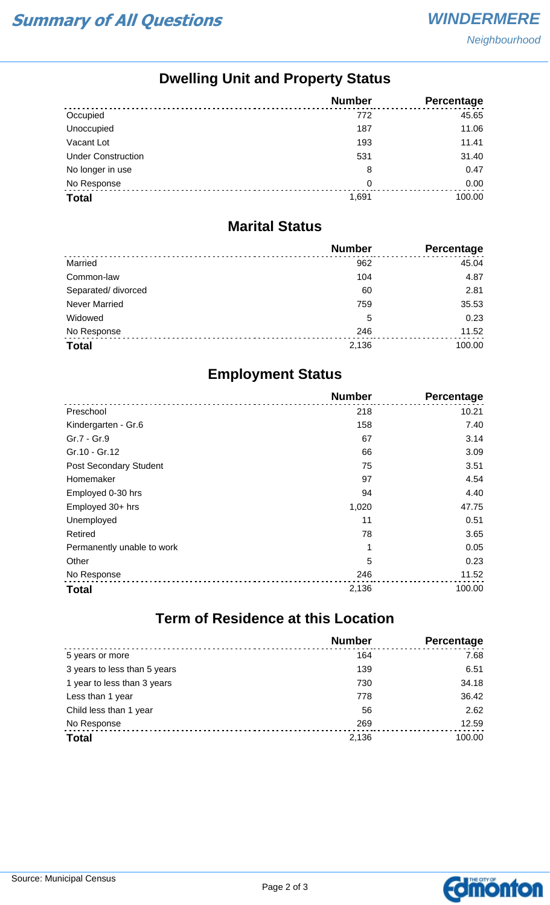## Dwelling Unit and Property Status

| | Number | Percentage |
|---|---|---|
| Occupied | 772 | 45.65 |
| Unoccupied | 187 | 11.06 |
| Vacant Lot | 193 | 11.41 |
| Under Construction | 531 | 31.40 |
| No longer in use | 8 | 0.47 |
| No Response | 0 | 0.00 |
| **Total** | 1,691 | 100.00 |

## Marital Status

| | Number | Percentage |
|---|---|---|
| Married | 962 | 45.04 |
| Common-law | 104 | 4.87 |
| Separated/ divorced | 60 | 2.81 |
| Never Married | 759 | 35.53 |
| Widowed | 5 | 0.23 |
| No Response | 246 | 11.52 |
| **Total** | 2,136 | 100.00 |

## Employment Status

| | Number | Percentage |
|---|---|---|
| Preschool | 218 | 10.21 |
| Kindergarten - Gr.6 | 158 | 7.40 |
| Gr.7 - Gr.9 | 67 | 3.14 |
| Gr.10 - Gr.12 | 66 | 3.09 |
| Post Secondary Student | 75 | 3.51 |
| Homemaker | 97 | 4.54 |
| Employed 0-30 hrs | 94 | 4.40 |
| Employed 30+ hrs | 1,020 | 47.75 |
| Unemployed | 11 | 0.51 |
| Retired | 78 | 3.65 |
| Permanently unable to work | 1 | 0.05 |
| Other | 5 | 0.23 |
| No Response | 246 | 11.52 |
| **Total** | 2,136 | 100.00 |

## Term of Residence at this Location

| | Number | Percentage |
|---|---|---|
| 5 years or more | 164 | 7.68 |
| 3 years to less than 5 years | 139 | 6.51 |
| 1 year to less than 3 years | 730 | 34.18 |
| Less than 1 year | 778 | 36.42 |
| Child less than 1 year | 56 | 2.62 |
| No Response | 269 | 12.59 |
| **Total** | 2,136 | 100.00 |

Source: Municipal Census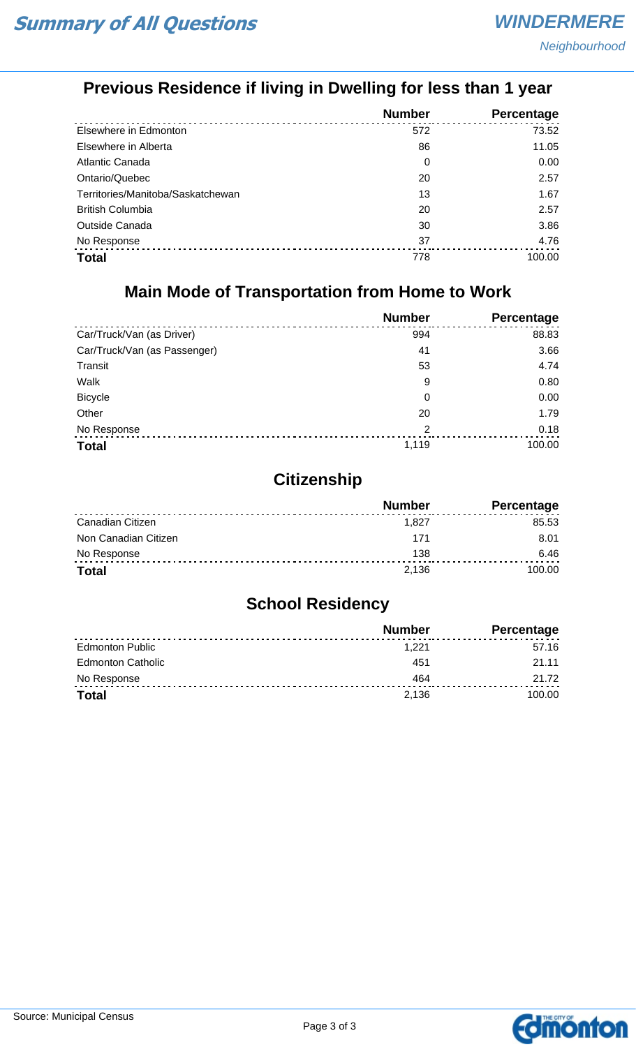# Summary of All Questions

## WINDERMERE

*Neighbourhood*

## Previous Residence if living in Dwelling for less than 1 year

| | Number | Percentage |
|---|---|---|
| Elsewhere in Edmonton | 572 | 73.52 |
| Elsewhere in Alberta | 86 | 11.05 |
| Atlantic Canada | 0 | 0.00 |
| Ontario/Quebec | 20 | 2.57 |
| Territories/Manitoba/Saskatchewan | 13 | 1.67 |
| British Columbia | 20 | 2.57 |
| Outside Canada | 30 | 3.86 |
| No Response | 37 | 4.76 |
| **Total** | 778 | 100.00 |

## Main Mode of Transportation from Home to Work

| | Number | Percentage |
|---|---|---|
| Car/Truck/Van (as Driver) | 994 | 88.83 |
| Car/Truck/Van (as Passenger) | 41 | 3.66 |
| Transit | 53 | 4.74 |
| Walk | 9 | 0.80 |
| Bicycle | 0 | 0.00 |
| Other | 20 | 1.79 |
| No Response | 2 | 0.18 |
| **Total** | 1,119 | 100.00 |

## Citizenship

| | Number | Percentage |
|---|---|---|
| Canadian Citizen | 1,827 | 85.53 |
| Non Canadian Citizen | 171 | 8.01 |
| No Response | 138 | 6.46 |
| **Total** | 2,136 | 100.00 |

## School Residency

| | Number | Percentage |
|---|---|---|
| Edmonton Public | 1,221 | 57.16 |
| Edmonton Catholic | 451 | 21.11 |
| No Response | 464 | 21.72 |
| **Total** | 2,136 | 100.00 |

Source: Municipal Census